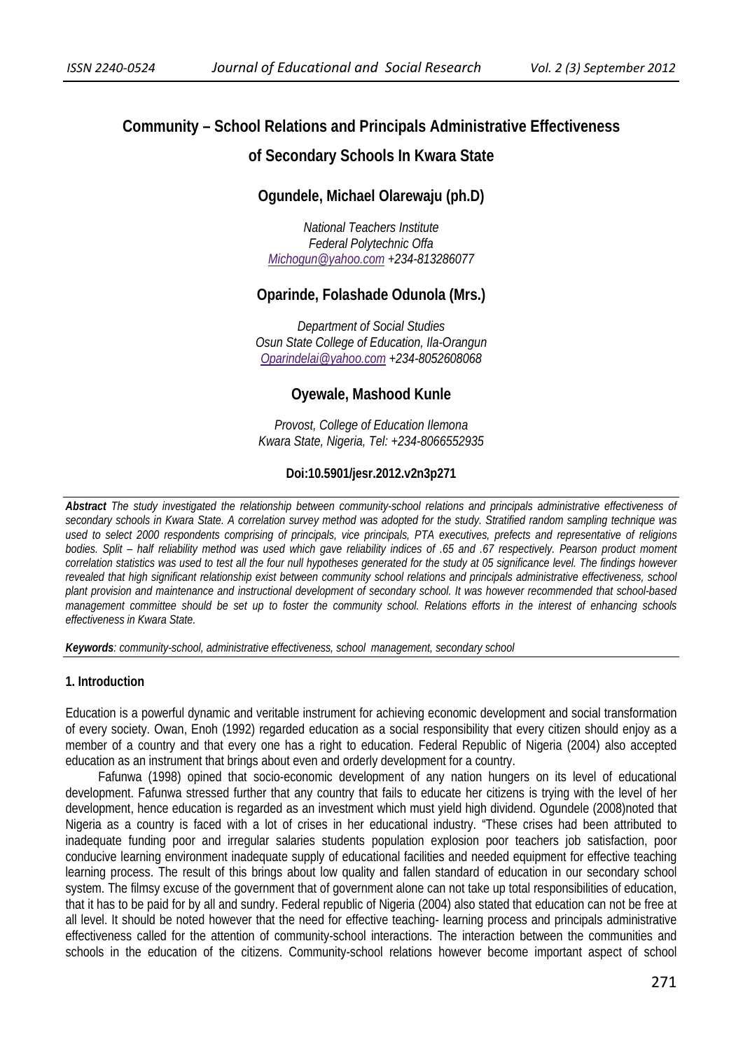# Community – School Relations and Principals Administrative Effectiveness of Secondary Schools In Kwara State

## Ogundele, Michael Olarewaju (ph.D)

*National Teachers Institute*
*Federal Polytechnic Offa*
*Michogun@yahoo.com +234-813286077*

## Oparinde, Folashade Odunola (Mrs.)

*Department of Social Studies*
*Osun State College of Education, Ila-Orangun*
*Oparindelai@yahoo.com +234-8052608068*

## Oyewale, Mashood Kunle

*Provost, College of Education Ilemona*
*Kwara State, Nigeria, Tel: +234-8066552935*

**Doi:10.5901/jesr.2012.v2n3p271**

***Abstract*** *The study investigated the relationship between community-school relations and principals administrative effectiveness of secondary schools in Kwara State. A correlation survey method was adopted for the study. Stratified random sampling technique was used to select 2000 respondents comprising of principals, vice principals, PTA executives, prefects and representative of religions bodies. Split – half reliability method was used which gave reliability indices of .65 and .67 respectively. Pearson product moment correlation statistics was used to test all the four null hypotheses generated for the study at 05 significance level. The findings however revealed that high significant relationship exist between community school relations and principals administrative effectiveness, school plant provision and maintenance and instructional development of secondary school. It was however recommended that school-based management committee should be set up to foster the community school. Relations efforts in the interest of enhancing schools effectiveness in Kwara State.*

***Keywords****: community-school, administrative effectiveness, school management, secondary school*

### 1. Introduction

Education is a powerful dynamic and veritable instrument for achieving economic development and social transformation of every society. Owan, Enoh (1992) regarded education as a social responsibility that every citizen should enjoy as a member of a country and that every one has a right to education. Federal Republic of Nigeria (2004) also accepted education as an instrument that brings about even and orderly development for a country.

Fafunwa (1998) opined that socio-economic development of any nation hungers on its level of educational development. Fafunwa stressed further that any country that fails to educate her citizens is trying with the level of her development, hence education is regarded as an investment which must yield high dividend. Ogundele (2008)noted that Nigeria as a country is faced with a lot of crises in her educational industry. "These crises had been attributed to inadequate funding poor and irregular salaries students population explosion poor teachers job satisfaction, poor conducive learning environment inadequate supply of educational facilities and needed equipment for effective teaching learning process. The result of this brings about low quality and fallen standard of education in our secondary school system. The filmsy excuse of the government that of government alone can not take up total responsibilities of education, that it has to be paid for by all and sundry. Federal republic of Nigeria (2004) also stated that education can not be free at all level. It should be noted however that the need for effective teaching- learning process and principals administrative effectiveness called for the attention of community-school interactions. The interaction between the communities and schools in the education of the citizens. Community-school relations however become important aspect of school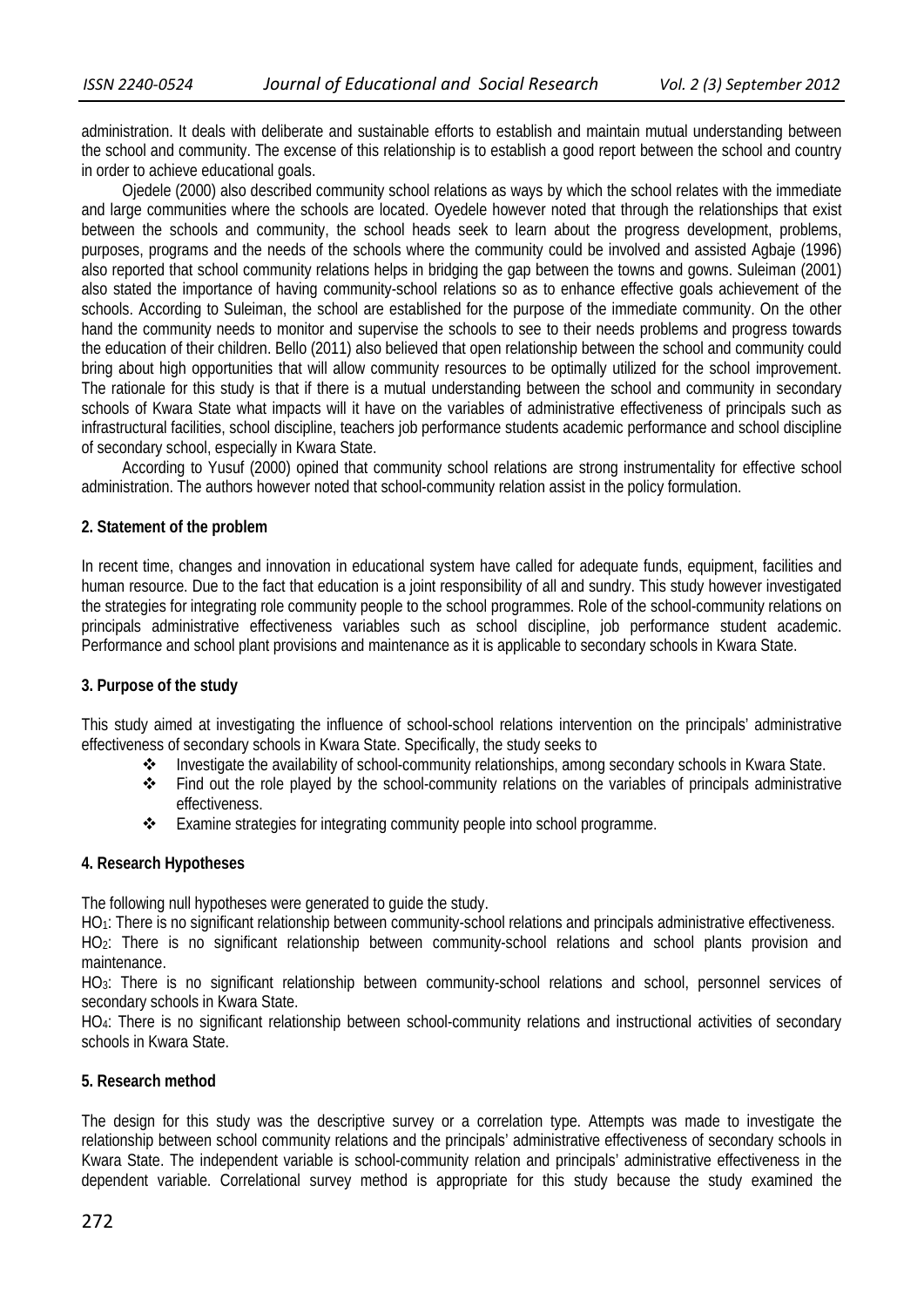administration. It deals with deliberate and sustainable efforts to establish and maintain mutual understanding between the school and community. The excense of this relationship is to establish a good report between the school and country in order to achieve educational goals.

Ojedele (2000) also described community school relations as ways by which the school relates with the immediate and large communities where the schools are located. Oyedele however noted that through the relationships that exist between the schools and community, the school heads seek to learn about the progress development, problems, purposes, programs and the needs of the schools where the community could be involved and assisted Agbaje (1996) also reported that school community relations helps in bridging the gap between the towns and gowns. Suleiman (2001) also stated the importance of having community-school relations so as to enhance effective goals achievement of the schools. According to Suleiman, the school are established for the purpose of the immediate community. On the other hand the community needs to monitor and supervise the schools to see to their needs problems and progress towards the education of their children. Bello (2011) also believed that open relationship between the school and community could bring about high opportunities that will allow community resources to be optimally utilized for the school improvement. The rationale for this study is that if there is a mutual understanding between the school and community in secondary schools of Kwara State what impacts will it have on the variables of administrative effectiveness of principals such as infrastructural facilities, school discipline, teachers job performance students academic performance and school discipline of secondary school, especially in Kwara State.

According to Yusuf (2000) opined that community school relations are strong instrumentality for effective school administration. The authors however noted that school-community relation assist in the policy formulation.

## 2. Statement of the problem

In recent time, changes and innovation in educational system have called for adequate funds, equipment, facilities and human resource. Due to the fact that education is a joint responsibility of all and sundry. This study however investigated the strategies for integrating role community people to the school programmes. Role of the school-community relations on principals administrative effectiveness variables such as school discipline, job performance student academic. Performance and school plant provisions and maintenance as it is applicable to secondary schools in Kwara State.

## 3. Purpose of the study

This study aimed at investigating the influence of school-school relations intervention on the principals' administrative effectiveness of secondary schools in Kwara State. Specifically, the study seeks to

- Investigate the availability of school-community relationships, among secondary schools in Kwara State.
- Find out the role played by the school-community relations on the variables of principals administrative effectiveness.
- Examine strategies for integrating community people into school programme.

## 4. Research Hypotheses

The following null hypotheses were generated to guide the study.

$HO_1$: There is no significant relationship between community-school relations and principals administrative effectiveness.

$HO_2$: There is no significant relationship between community-school relations and school plants provision and maintenance.

$HO_3$: There is no significant relationship between community-school relations and school, personnel services of secondary schools in Kwara State.

$HO_4$: There is no significant relationship between school-community relations and instructional activities of secondary schools in Kwara State.

## 5. Research method

The design for this study was the descriptive survey or a correlation type. Attempts was made to investigate the relationship between school community relations and the principals' administrative effectiveness of secondary schools in Kwara State. The independent variable is school-community relation and principals' administrative effectiveness in the dependent variable. Correlational survey method is appropriate for this study because the study examined the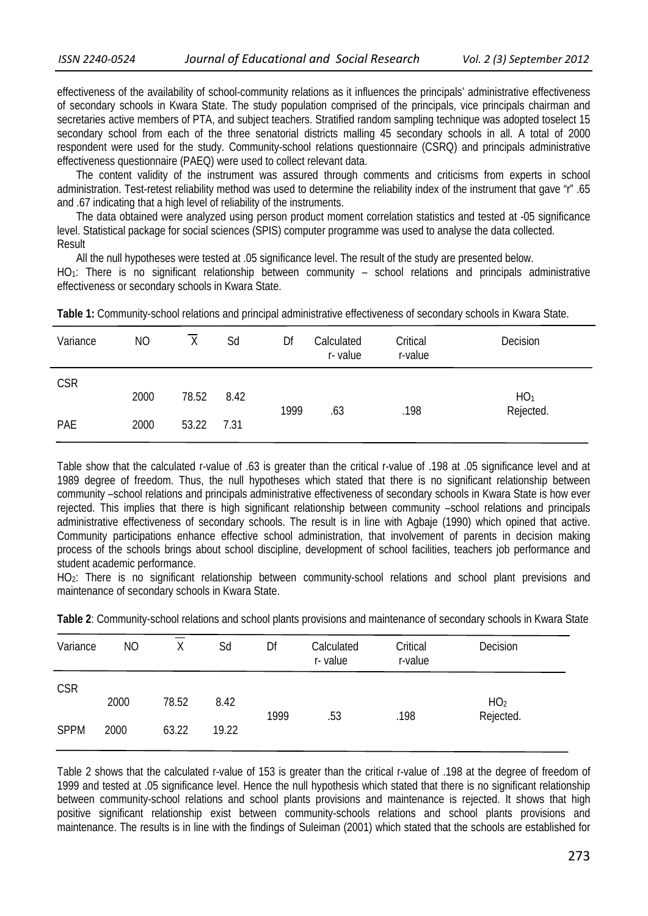effectiveness of the availability of school-community relations as it influences the principals' administrative effectiveness of secondary schools in Kwara State. The study population comprised of the principals, vice principals chairman and secretaries active members of PTA, and subject teachers. Stratified random sampling technique was adopted toselect 15 secondary school from each of the three senatorial districts malling 45 secondary schools in all. A total of 2000 respondent were used for the study. Community-school relations questionnaire (CSRQ) and principals administrative effectiveness questionnaire (PAEQ) were used to collect relevant data.

The content validity of the instrument was assured through comments and criticisms from experts in school administration. Test-retest reliability method was used to determine the reliability index of the instrument that gave "r" .65 and .67 indicating that a high level of reliability of the instruments.

The data obtained were analyzed using person product moment correlation statistics and tested at -05 significance level. Statistical package for social sciences (SPIS) computer programme was used to analyse the data collected.

Result

All the null hypotheses were tested at .05 significance level. The result of the study are presented below.

$HO_1$: There is no significant relationship between community – school relations and principals administrative effectiveness or secondary schools in Kwara State.

**Table 1:** Community-school relations and principal administrative effectiveness of secondary schools in Kwara State.

| Variance | NO | $\overline{X}$ | Sd | Df | Calculated r- value | Critical r-value | Decision |
|---|---|---|---|---|---|---|---|
| CSR | 2000 | 78.52 | 8.42 | 1999 | .63 | .198 | $HO_1$ Rejected. |
| PAE | 2000 | 53.22 | 7.31 | | | | |

Table show that the calculated r-value of .63 is greater than the critical r-value of .198 at .05 significance level and at 1989 degree of freedom. Thus, the null hypotheses which stated that there is no significant relationship between community –school relations and principals administrative effectiveness of secondary schools in Kwara State is how ever rejected. This implies that there is high significant relationship between community –school relations and principals administrative effectiveness of secondary schools. The result is in line with Agbaje (1990) which opined that active. Community participations enhance effective school administration, that involvement of parents in decision making process of the schools brings about school discipline, development of school facilities, teachers job performance and student academic performance.

$HO_2$: There is no significant relationship between community-school relations and school plant previsions and maintenance of secondary schools in Kwara State.

**Table 2**: Community-school relations and school plants provisions and maintenance of secondary schools in Kwara State

| Variance | NO | $\overline{X}$ | Sd | Df | Calculated r- value | Critical r-value | Decision |
|---|---|---|---|---|---|---|---|
| CSR | 2000 | 78.52 | 8.42 | 1999 | .53 | .198 | $HO_2$ Rejected. |
| SPPM | 2000 | 63.22 | 19.22 | | | | |

Table 2 shows that the calculated r-value of 153 is greater than the critical r-value of .198 at the degree of freedom of 1999 and tested at .05 significance level. Hence the null hypothesis which stated that there is no significant relationship between community-school relations and school plants provisions and maintenance is rejected. It shows that high positive significant relationship exist between community-schools relations and school plants provisions and maintenance. The results is in line with the findings of Suleiman (2001) which stated that the schools are established for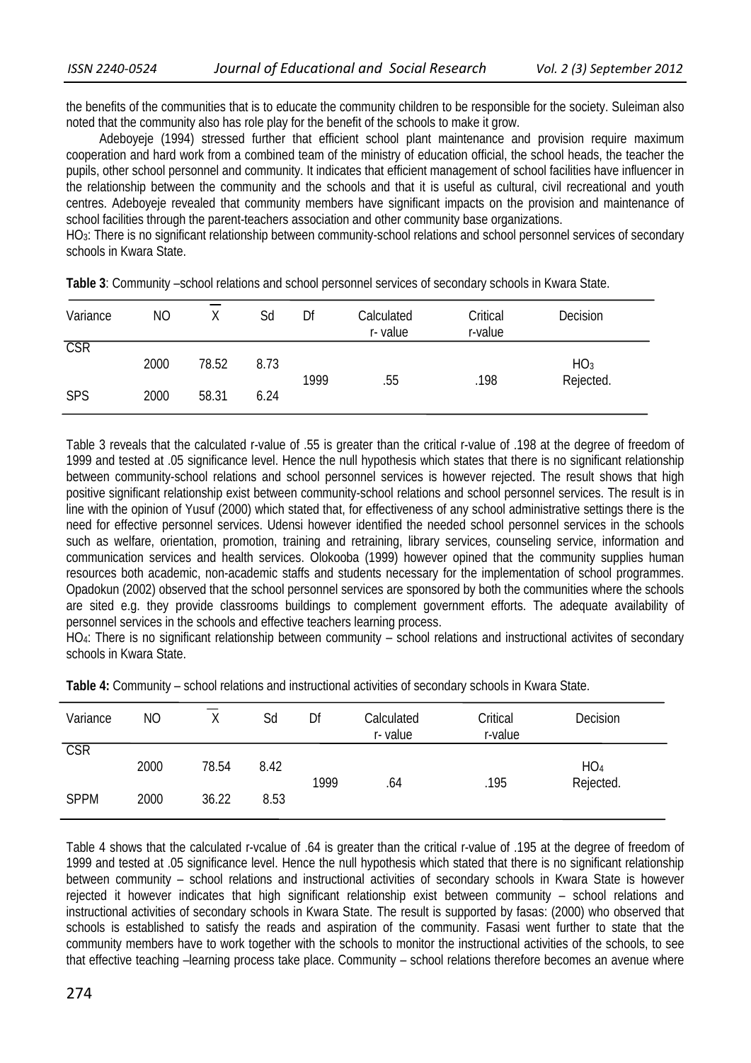the benefits of the communities that is to educate the community children to be responsible for the society. Suleiman also noted that the community also has role play for the benefit of the schools to make it grow.

Adeboyeje (1994) stressed further that efficient school plant maintenance and provision require maximum cooperation and hard work from a combined team of the ministry of education official, the school heads, the teacher the pupils, other school personnel and community. It indicates that efficient management of school facilities have influencer in the relationship between the community and the schools and that it is useful as cultural, civil recreational and youth centres. Adeboyeje revealed that community members have significant impacts on the provision and maintenance of school facilities through the parent-teachers association and other community base organizations.

$HO_3$: There is no significant relationship between community-school relations and school personnel services of secondary schools in Kwara State.

**Table 3**: Community –school relations and school personnel services of secondary schools in Kwara State.

| Variance | NO | $\overline{X}$ | Sd | Df | Calculated r- value | Critical r-value | Decision |
|---|---|---|---|---|---|---|---|
| CSR | 2000 | 78.52 | 8.73 | 1999 | .55 | .198 | $HO_3$ Rejected. |
| SPS | 2000 | 58.31 | 6.24 | | | | |

Table 3 reveals that the calculated r-value of .55 is greater than the critical r-value of .198 at the degree of freedom of 1999 and tested at .05 significance level. Hence the null hypothesis which states that there is no significant relationship between community-school relations and school personnel services is however rejected. The result shows that high positive significant relationship exist between community-school relations and school personnel services. The result is in line with the opinion of Yusuf (2000) which stated that, for effectiveness of any school administrative settings there is the need for effective personnel services. Udensi however identified the needed school personnel services in the schools such as welfare, orientation, promotion, training and retraining, library services, counseling service, information and communication services and health services. Olokooba (1999) however opined that the community supplies human resources both academic, non-academic staffs and students necessary for the implementation of school programmes. Opadokun (2002) observed that the school personnel services are sponsored by both the communities where the schools are sited e.g. they provide classrooms buildings to complement government efforts. The adequate availability of personnel services in the schools and effective teachers learning process.

$HO_4$: There is no significant relationship between community – school relations and instructional activites of secondary schools in Kwara State.

**Table 4:** Community – school relations and instructional activities of secondary schools in Kwara State.

| Variance | NO | $\overline{X}$ | Sd | Df | Calculated r- value | Critical r-value | Decision |
|---|---|---|---|---|---|---|---|
| CSR | 2000 | 78.54 | 8.42 | 1999 | .64 | .195 | $HO_4$ Rejected. |
| SPPM | 2000 | 36.22 | 8.53 | | | | |

Table 4 shows that the calculated r-vcalue of .64 is greater than the critical r-value of .195 at the degree of freedom of 1999 and tested at .05 significance level. Hence the null hypothesis which stated that there is no significant relationship between community – school relations and instructional activities of secondary schools in Kwara State is however rejected it however indicates that high significant relationship exist between community – school relations and instructional activities of secondary schools in Kwara State. The result is supported by fasas: (2000) who observed that schools is established to satisfy the reads and aspiration of the community. Fasasi went further to state that the community members have to work together with the schools to monitor the instructional activities of the schools, to see that effective teaching –learning process take place. Community – school relations therefore becomes an avenue where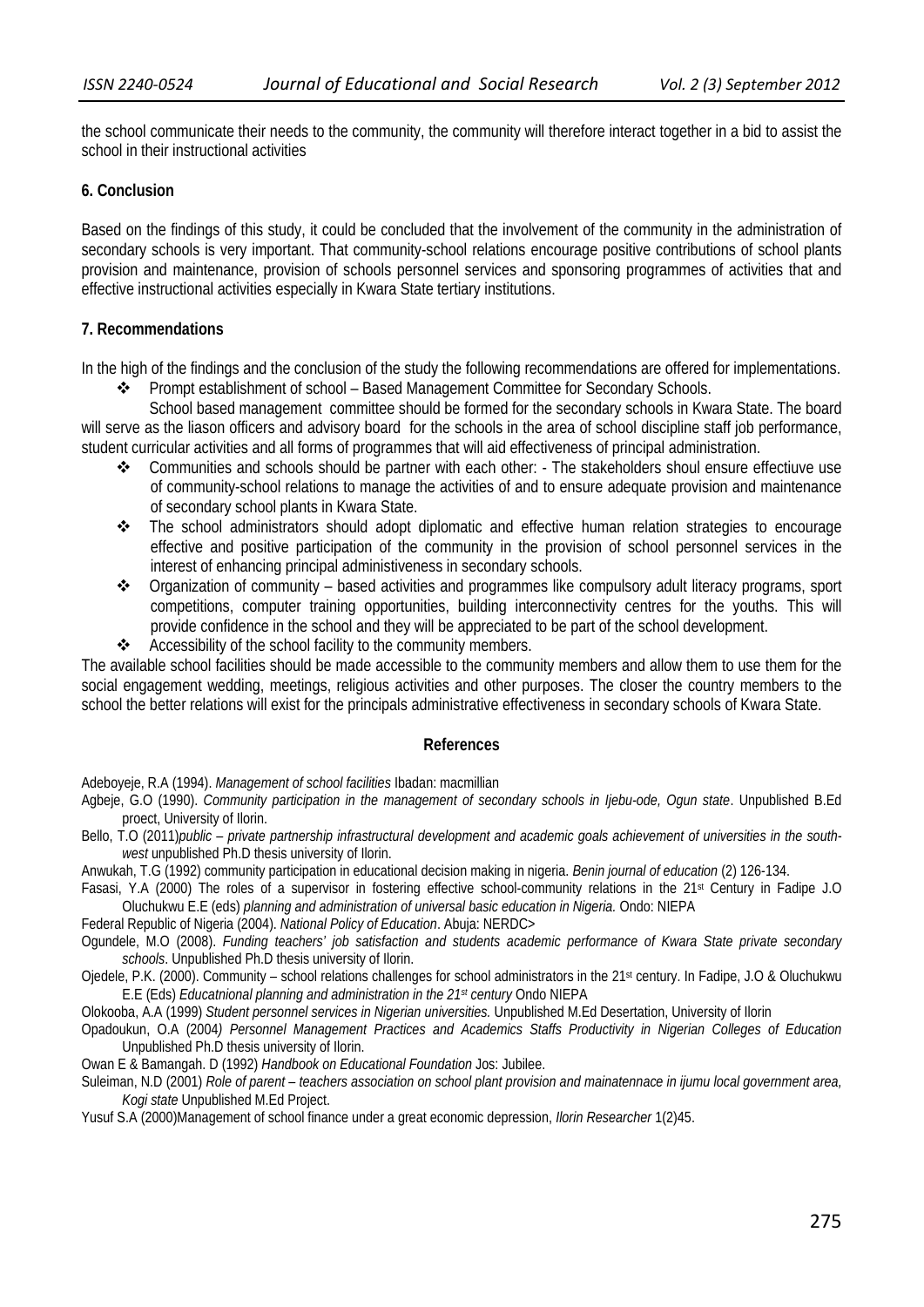the school communicate their needs to the community, the community will therefore interact together in a bid to assist the school in their instructional activities

## 6. Conclusion

Based on the findings of this study, it could be concluded that the involvement of the community in the administration of secondary schools is very important. That community-school relations encourage positive contributions of school plants provision and maintenance, provision of schools personnel services and sponsoring programmes of activities that and effective instructional activities especially in Kwara State tertiary institutions.

## 7. Recommendations

In the high of the findings and the conclusion of the study the following recommendations are offered for implementations.

- Prompt establishment of school – Based Management Committee for Secondary Schools.

School based management committee should be formed for the secondary schools in Kwara State. The board will serve as the liason officers and advisory board for the schools in the area of school discipline staff job performance, student curricular activities and all forms of programmes that will aid effectiveness of principal administration.

- Communities and schools should be partner with each other: - The stakeholders shoul ensure effectiuve use of community-school relations to manage the activities of and to ensure adequate provision and maintenance of secondary school plants in Kwara State.
- The school administrators should adopt diplomatic and effective human relation strategies to encourage effective and positive participation of the community in the provision of school personnel services in the interest of enhancing principal administiveness in secondary schools.
- Organization of community – based activities and programmes like compulsory adult literacy programs, sport competitions, computer training opportunities, building interconnectivity centres for the youths. This will provide confidence in the school and they will be appreciated to be part of the school development.
- Accessibility of the school facility to the community members.

The available school facilities should be made accessible to the community members and allow them to use them for the social engagement wedding, meetings, religious activities and other purposes. The closer the country members to the school the better relations will exist for the principals administrative effectiveness in secondary schools of Kwara State.

## References

Adeboyeje, R.A (1994). *Management of school facilities* Ibadan: macmillian

Agbeje, G.O (1990). *Community participation in the management of secondary schools in Ijebu-ode, Ogun state*. Unpublished B.Ed proect, University of Ilorin.

Bello, T.O (2011)*public – private partnership infrastructural development and academic goals achievement of universities in the south-west* unpublished Ph.D thesis university of Ilorin.

Anwukah, T.G (1992) community participation in educational decision making in nigeria. *Benin journal of education* (2) 126-134.

Fasasi, Y.A (2000) The roles of a supervisor in fostering effective school-community relations in the 21st Century in Fadipe J.O Oluchukwu E.E (eds) *planning and administration of universal basic education in Nigeria.* Ondo: NIEPA

Federal Republic of Nigeria (2004). *National Policy of Education*. Abuja: NERDC>

Ogundele, M.O (2008). *Funding teachers' job satisfaction and students academic performance of Kwara State private secondary schools*. Unpublished Ph.D thesis university of Ilorin.

Ojedele, P.K. (2000). Community – school relations challenges for school administrators in the 21st century. In Fadipe, J.O & Oluchukwu E.E (Eds) *Educatnional planning and administration in the 21st century* Ondo NIEPA

Olokooba, A.A (1999) *Student personnel services in Nigerian universities.* Unpublished M.Ed Desertation, University of Ilorin

Opadoukun, O.A (2004*) Personnel Management Practices and Academics Staffs Productivity in Nigerian Colleges of Education* Unpublished Ph.D thesis university of Ilorin.

Owan E & Bamangah. D (1992) *Handbook on Educational Foundation* Jos: Jubilee.

Suleiman, N.D (2001) *Role of parent – teachers association on school plant provision and mainatennace in ijumu local government area, Kogi state* Unpublished M.Ed Project.

Yusuf S.A (2000)Management of school finance under a great economic depression, *Ilorin Researcher* 1(2)45.